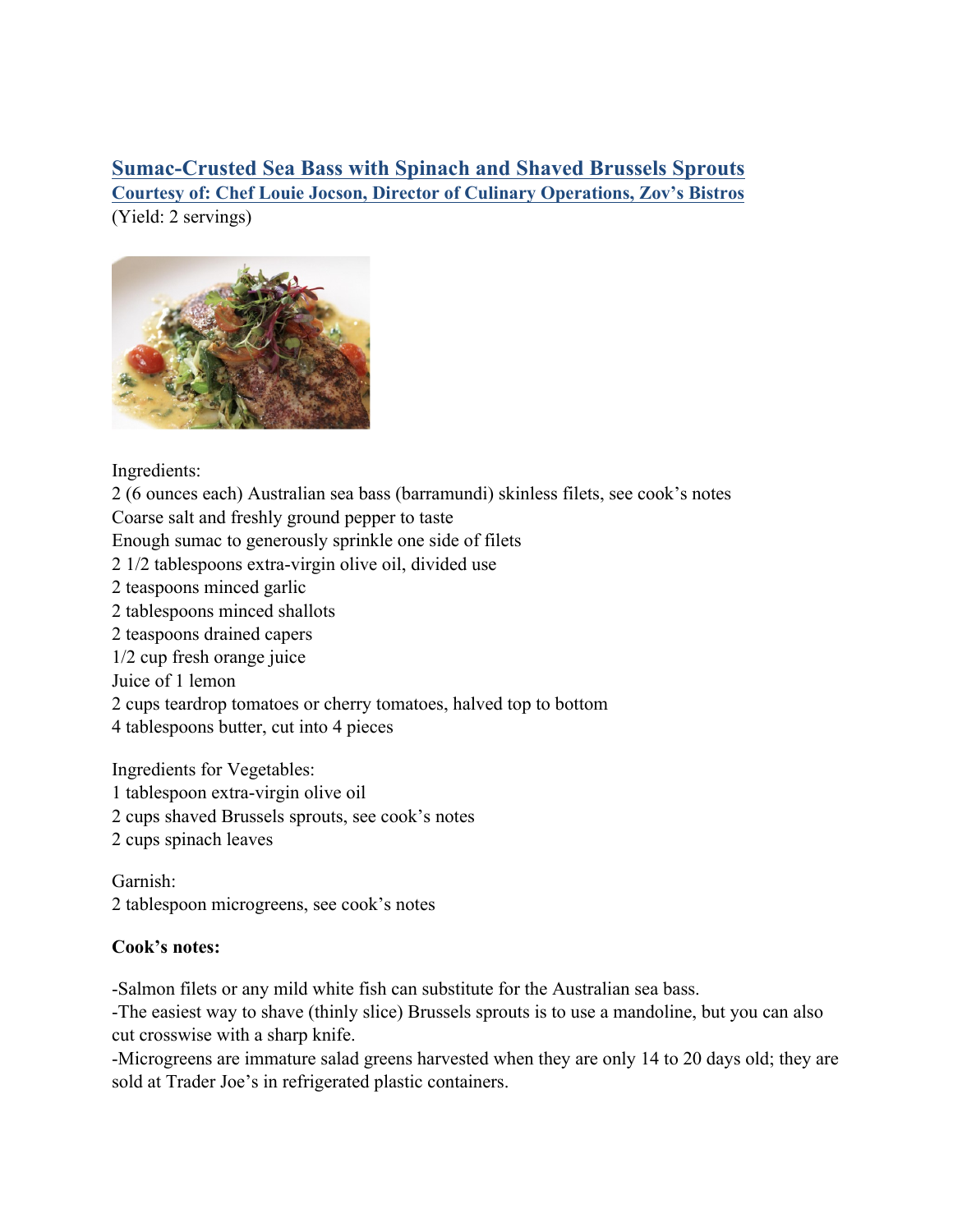# Sumac-Crusted Sea Bass with Spinach and Shaved Brussels Sprouts

**Courtesy of: Chef Louie Jocson, Director of Culinary Operations, Zov's Bistros**

(Yield: 2 servings)

Ingredients:
2 (6 ounces each) Australian sea bass (barramundi) skinless filets, see cook's notes
Coarse salt and freshly ground pepper to taste
Enough sumac to generously sprinkle one side of filets
2 1/2 tablespoons extra-virgin olive oil, divided use
2 teaspoons minced garlic
2 tablespoons minced shallots
2 teaspoons drained capers
1/2 cup fresh orange juice
Juice of 1 lemon
2 cups teardrop tomatoes or cherry tomatoes, halved top to bottom
4 tablespoons butter, cut into 4 pieces

Ingredients for Vegetables:
1 tablespoon extra-virgin olive oil
2 cups shaved Brussels sprouts, see cook's notes
2 cups spinach leaves

Garnish:
2 tablespoon microgreens, see cook's notes

**Cook's notes:**

-Salmon filets or any mild white fish can substitute for the Australian sea bass.
-The easiest way to shave (thinly slice) Brussels sprouts is to use a mandoline, but you can also cut crosswise with a sharp knife.
-Microgreens are immature salad greens harvested when they are only 14 to 20 days old; they are sold at Trader Joe's in refrigerated plastic containers.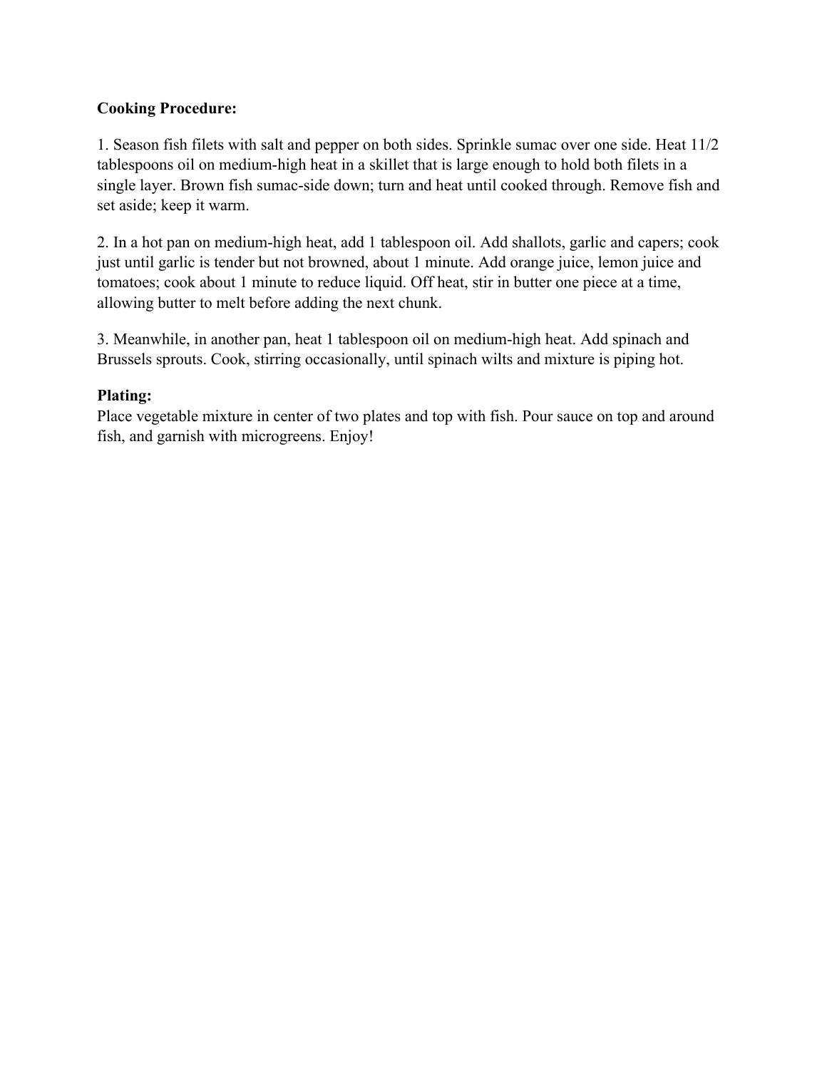**Cooking Procedure:**

1. Season fish filets with salt and pepper on both sides. Sprinkle sumac over one side. Heat 11/2 tablespoons oil on medium-high heat in a skillet that is large enough to hold both filets in a single layer. Brown fish sumac-side down; turn and heat until cooked through. Remove fish and set aside; keep it warm.

2. In a hot pan on medium-high heat, add 1 tablespoon oil. Add shallots, garlic and capers; cook just until garlic is tender but not browned, about 1 minute. Add orange juice, lemon juice and tomatoes; cook about 1 minute to reduce liquid. Off heat, stir in butter one piece at a time, allowing butter to melt before adding the next chunk.

3. Meanwhile, in another pan, heat 1 tablespoon oil on medium-high heat. Add spinach and Brussels sprouts. Cook, stirring occasionally, until spinach wilts and mixture is piping hot.

**Plating:**

Place vegetable mixture in center of two plates and top with fish. Pour sauce on top and around fish, and garnish with microgreens. Enjoy!